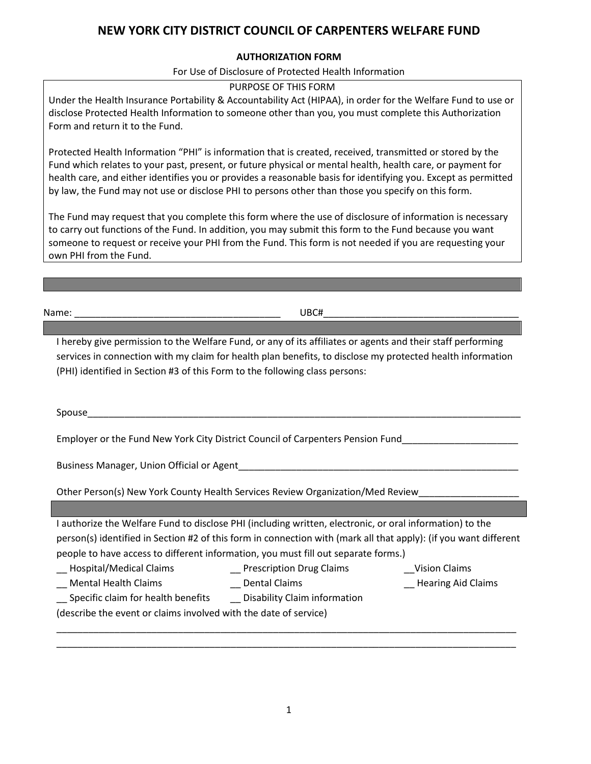# NEW YORK CITY DISTRICT COUNCIL OF CARPENTERS WELFARE FUND

## AUTHORIZATION FORM

For Use of Disclosure of Protected Health Information

PURPOSE OF THIS FORM

Under the Health Insurance Portability & Accountability Act (HIPAA), in order for the Welfare Fund to use or disclose Protected Health Information to someone other than you, you must complete this Authorization Form and return it to the Fund.

Protected Health Information "PHI" is information that is created, received, transmitted or stored by the Fund which relates to your past, present, or future physical or mental health, health care, or payment for health care, and either identifies you or provides a reasonable basis for identifying you. Except as permitted by law, the Fund may not use or disclose PHI to persons other than those you specify on this form.

The Fund may request that you complete this form where the use of disclosure of information is necessary to carry out functions of the Fund. In addition, you may submit this form to the Fund because you want someone to request or receive your PHI from the Fund. This form is not needed if you are requesting your own PHI from the Fund.

---

Name: ______________________________________ UBC#____________________________________

---

I hereby give permission to the Welfare Fund, or any of its affiliates or agents and their staff performing services in connection with my claim for health plan benefits, to disclose my protected health information (PHI) identified in Section #3 of this Form to the following class persons:

Spouse_________________________________________________________________________________

Employer or the Fund New York City District Council of Carpenters Pension Fund_____________________

Business Manager, Union Official or Agent____________________________________________________

Other Person(s) New York County Health Services Review Organization/Med Review__________________

---

I authorize the Welfare Fund to disclose PHI (including written, electronic, or oral information) to the person(s) identified in Section #2 of this form in connection with (mark all that apply): (if you want different people to have access to different information, you must fill out separate forms.)

__ Hospital/Medical Claims __ Prescription Drug Claims __Vision Claims

__ Mental Health Claims __ Dental Claims __ Hearing Aid Claims

__ Specific claim for health benefits __ Disability Claim information

(describe the event or claims involved with the date of service)

_____________________________________________________________________________________________

_____________________________________________________________________________________________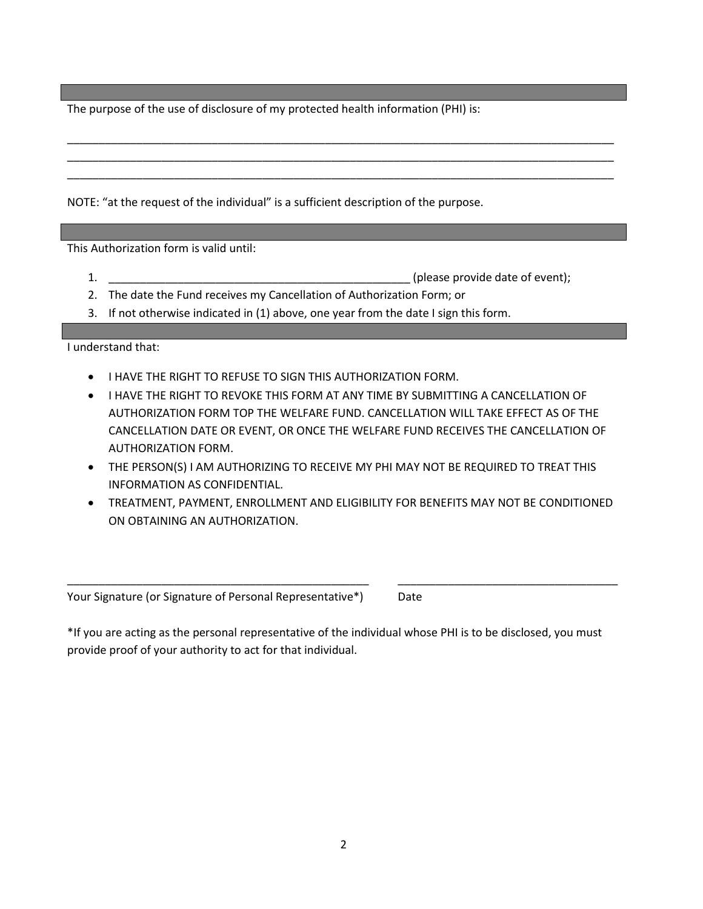The purpose of the use of disclosure of my protected health information (PHI) is:

\_\_\_\_\_\_\_\_\_\_\_\_\_\_\_\_\_\_\_\_\_\_\_\_\_\_\_\_\_\_\_\_\_\_\_\_\_\_\_\_\_\_\_\_\_\_\_\_\_\_\_\_\_\_\_\_\_\_\_\_\_\_\_\_\_\_\_\_\_\_\_\_\_\_\_\_\_\_

\_\_\_\_\_\_\_\_\_\_\_\_\_\_\_\_\_\_\_\_\_\_\_\_\_\_\_\_\_\_\_\_\_\_\_\_\_\_\_\_\_\_\_\_\_\_\_\_\_\_\_\_\_\_\_\_\_\_\_\_\_\_\_\_\_\_\_\_\_\_\_\_\_\_\_\_\_\_

\_\_\_\_\_\_\_\_\_\_\_\_\_\_\_\_\_\_\_\_\_\_\_\_\_\_\_\_\_\_\_\_\_\_\_\_\_\_\_\_\_\_\_\_\_\_\_\_\_\_\_\_\_\_\_\_\_\_\_\_\_\_\_\_\_\_\_\_\_\_\_\_\_\_\_\_\_\_

NOTE: "at the request of the individual" is a sufficient description of the purpose.

This Authorization form is valid until:

1. \_\_\_\_\_\_\_\_\_\_\_\_\_\_\_\_\_\_\_\_\_\_\_\_\_\_\_\_\_\_\_\_\_\_\_\_\_\_\_\_\_\_\_\_ (please provide date of event);
2. The date the Fund receives my Cancellation of Authorization Form; or
3. If not otherwise indicated in (1) above, one year from the date I sign this form.

I understand that:

- I HAVE THE RIGHT TO REFUSE TO SIGN THIS AUTHORIZATION FORM.
- I HAVE THE RIGHT TO REVOKE THIS FORM AT ANY TIME BY SUBMITTING A CANCELLATION OF AUTHORIZATION FORM TOP THE WELFARE FUND. CANCELLATION WILL TAKE EFFECT AS OF THE CANCELLATION DATE OR EVENT, OR ONCE THE WELFARE FUND RECEIVES THE CANCELLATION OF AUTHORIZATION FORM.
- THE PERSON(S) I AM AUTHORIZING TO RECEIVE MY PHI MAY NOT BE REQUIRED TO TREAT THIS INFORMATION AS CONFIDENTIAL.
- TREATMENT, PAYMENT, ENROLLMENT AND ELIGIBILITY FOR BENEFITS MAY NOT BE CONDITIONED ON OBTAINING AN AUTHORIZATION.

\_\_\_\_\_\_\_\_\_\_\_\_\_\_\_\_\_\_\_\_\_\_\_\_\_\_\_\_\_\_\_\_\_\_\_\_\_\_\_\_\_\_\_\_ &nbsp;&nbsp;&nbsp;&nbsp; \_\_\_\_\_\_\_\_\_\_\_\_\_\_\_\_\_\_\_\_\_\_\_\_\_\_\_\_\_\_\_\_

Your Signature (or Signature of Personal Representative*) &nbsp;&nbsp;&nbsp;&nbsp; Date

*If you are acting as the personal representative of the individual whose PHI is to be disclosed, you must provide proof of your authority to act for that individual.